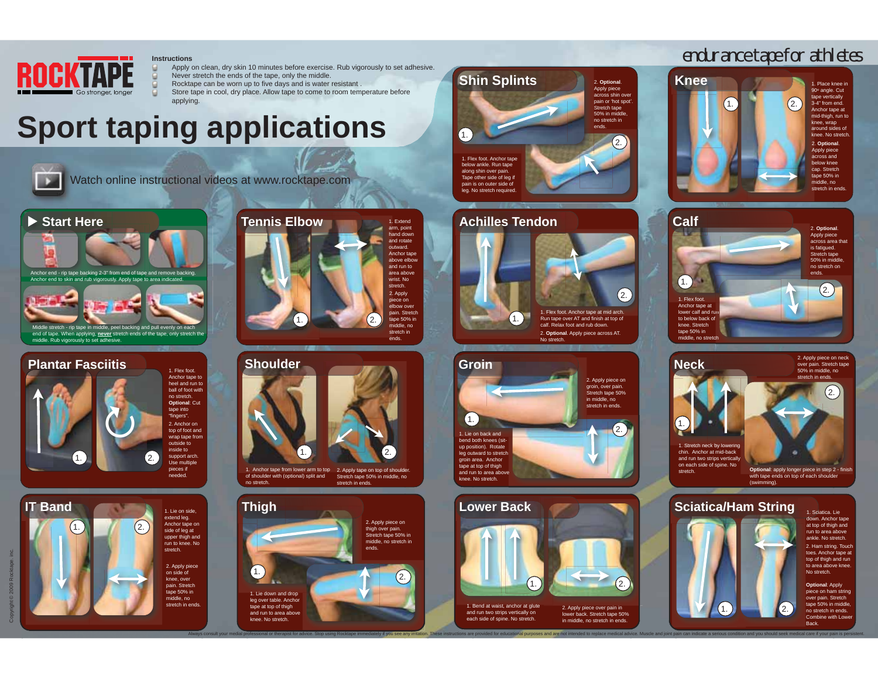# ROCKTAPE

Go stronger, longer

**Instructions**

- Apply on clean, dry skin 10 minutes before exercise. Rub vigorously to set adhesive.
- Never stretch the ends of the tape, only the middle.
- Rocktape can be worn up to five days and is water resistant .
- Store tape in cool, dry place. Allow tape to come to room temperature before applying.

# Sport taping applications

endurance tape for athletes

Watch online instructional videos at www.rocktape.com

## Start Here

Anchor end - rip tape backing 2-3" from end of tape and remove backing. Anchor end to skin and rub vigorously. Apply tape to area indicated.

Middle stretch - rip tape in middle, peel backing and pull evenly on each end of tape. When applying, **never** stretch ends of the tape, only stretch the middle. Rub vigorously to set adhesive.

## Shin Splints

1. Flex foot. Anchor tape below ankle. Run tape along shin over pain. Tape other side of leg if pain is on outer side of leg. No stretch required.
2. **Optional.** Apply piece across shin over pain or 'hot spot'. Stretch tape 50% in middle, no stretch in ends.

## Knee

1. Place knee in 90° angle. Cut tape vertically 3-4" from end. Anchor tape at mid-thigh, run to knee, wrap around sides of knee. No stretch.
2. **Optional.** Apply piece across and below knee cap. Stretch tape 50% in middle, no stretch in ends.

## Tennis Elbow

1. Extend arm, point hand down and rotate outward. Anchor tape above elbow and run to area above wrist. No stretch.
2. Apply piece on elbow over pain. Stretch tape 50% in middle, no stretch in ends.

## Achilles Tendon

1. Flex foot. Anchor tape at mid arch. Run tape over AT and finish at top of calf. Relax foot and rub down.
2. **Optional.** Apply piece across AT. No stretch.

## Calf

1. Flex foot. Anchor tape at lower calf and run to below back of knee. Stretch tape 50% in middle, no stretch
2. **Optional.** Apply piece across area that is fatigued. Stretch tape 50% in middle, no stretch on ends.

## Plantar Fasciitis

1. Flex foot. Anchor tape to heel and run to ball of foot with no stretch. **Optional**: Cut tape into "fingers".
2. Anchor on top of foot and wrap tape from outside to inside to support arch. Use multiple pieces if needed.

## Shoulder

1. Anchor tape from lower arm to top of shoulder with (optional) split and no stretch.
2. Apply tape on top of shoulder. Stretch tape 50% in middle, no stretch in ends.

## Groin

1. Lie on back and bend both knees (sit-up position). Rotate leg outward to stretch groin area. Anchor tape at top of thigh and run to area above knee. No stretch.
2. Apply piece on groin, over pain. Stretch tape 50% in middle, no stretch in ends.

## Neck

1. Stretch neck by lowering chin. Anchor at mid-back and run two strips vertically on each side of spine. No stretch.
2. Apply piece on neck over pain. Stretch tape 50% in middle, no stretch in ends.

**Optional**: apply longer piece in step 2 - finish with tape ends on top of each shoulder (swimming).

## IT Band

1. Lie on side, extend leg. Anchor tape on side of leg at upper thigh and run to knee. No stretch.
2. Apply piece on side of knee, over pain. Stretch tape 50% in middle, no stretch in ends.

## Thigh

1. Lie down and drop leg over table. Anchor tape at top of thigh and run to area above knee. No stretch.
2. Apply piece on thigh over pain. Stretch tape 50% in middle, no stretch in ends.

## Lower Back

1. Bend at waist, anchor at glute and run two strips vertically on each side of spine. No stretch.
2. Apply piece over pain in lower back. Stretch tape 50% in middle, no stretch in ends.

## Sciatica/Ham String

1. Sciatica. Lie down. Anchor tape at top of thigh and run to area above ankle. No stretch.
2. Ham string. Touch toes. Anchor tape at top of thigh and run to area above knee. No stretch.

**Optional**: Apply piece on ham string over pain. Stretch tape 50% in middle, no stretch in ends. Combine with Lower Back.

Copyright © 2009 Rocktape, inc.

Always consult your medical professional or therapist for advice. Stop using Rocktape immediately if you see any irritation. These instructions are provided for educational purposes and are not intended to replace medical advice. Muscle and joint pain can indicate a serious condition and you should seek medical care if your pain is persistent.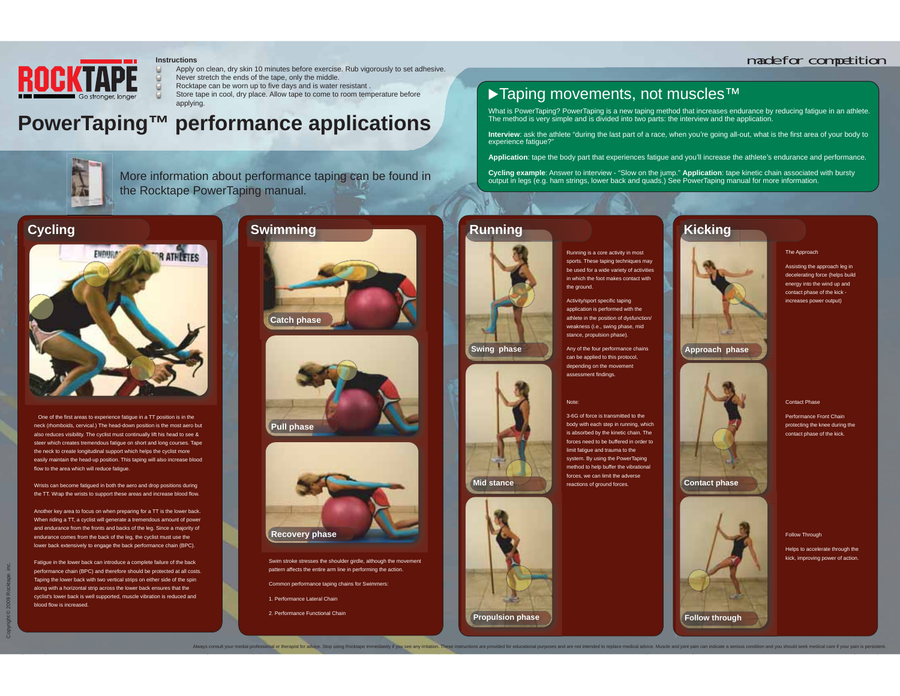**ROCKTAPE** Go stronger, longer

**Instructions**

- Apply on clean, dry skin 10 minutes before exercise. Rub vigorously to set adhesive.
- Never stretch the ends of the tape, only the middle.
- Rocktape can be worn up to five days and is water resistant .
- Store tape in cool, dry place. Allow tape to come to room temperature before applying.

made for competition

# PowerTaping™ performance applications

More information about performance taping can be found in the Rocktape PowerTaping manual.

## ▶Taping movements, not muscles™

What is PowerTaping? PowerTaping is a new taping method that increases endurance by reducing fatigue in an athlete. The method is very simple and is divided into two parts: the interview and the application.

**Interview**: ask the athlete "during the last part of a race, when you're going all-out, what is the first area of your body to experience fatigue?"

**Application**: tape the body part that experiences fatigue and you'll increase the athlete's endurance and performance.

**Cycling example**: Answer to interview - "Slow on the jump." **Application**: tape kinetic chain associated with bursty output in legs (e.g. ham strings, lower back and quads.) See PowerTaping manual for more information.

## Cycling

One of the first areas to experience fatigue in a TT position is in the neck (rhomboids, cervical.) The head-down position is the most aero but also reduces visibility. The cyclist must continually lift his head to see & steer which creates tremendous fatigue on short and long courses. Tape the neck to create longitudinal support which helps the cyclist more easily maintain the head-up position. This taping will also increase blood flow to the area which will reduce fatigue.

Wrists can become fatigued in both the aero and drop positions during the TT. Wrap the wrists to support these areas and increase blood flow.

Another key area to focus on when preparing for a TT is the lower back. When riding a TT, a cyclist will generate a tremendous amount of power and endurance from the fronts and backs of the leg. Since a majority of endurance comes from the back of the leg, the cyclist must use the lower back extensively to engage the back performance chain (BPC).

Fatigue in the lower back can introduce a complete failure of the back performance chain (BPC) and therefore should be protected at all costs. Taping the lower back with two vertical strips on either side of the spin along with a horizontal strip across the lower back ensures that the cyclist's lower back is well supported, muscle vibration is reduced and blood flow is increased.

## Swimming

Catch phase

Pull phase

Recovery phase

Swim stroke stresses the shoulder girdle, although the movement pattern affects the entire arm line in performing the action.

Common performance taping chains for Swimmers:

1. Performance Lateral Chain

2. Performance Functional Chain

## Running

Swing phase

Mid stance

Propulsion phase

Running is a core activity in most sports. These taping techniques may be used for a wide variety of activities in which the foot makes contact with the ground.

Activity/sport specific taping application is performed with the athlete in the position of dysfunction/ weakness (i.e., swing phase, mid stance, propulsion phase).

Any of the four performance chains can be applied to this protocol, depending on the movement assessment findings.

Note:

3-6G of force is transmitted to the body with each step in running, which is absorbed by the kinetic chain. The forces need to be buffered in order to limit fatigue and trauma to the system. By using the PowerTaping method to help buffer the vibrational forces, we can limit the adverse reactions of ground forces.

## Kicking

Approach phase

Contact phase

Follow through

The Approach

Assisting the approach leg in decelerating force (helps build energy into the wind up and contact phase of the kick - increases power output)

Contact Phase

Performance Front Chain protecting the knee during the contact phase of the kick.

Follow Through

Helps to accelerate through the kick, improving power of action.

Copyright © 2009 Rocktape, inc.

Always consult your medical professional or therapist for advice. Stop using Rocktape immediately if you see any irritation. These instructions are provided for educational purposes and are not intended to replace medical advice. Muscle and joint pain can indicate a serious condition and you should seek medical care if your pain is persistent.